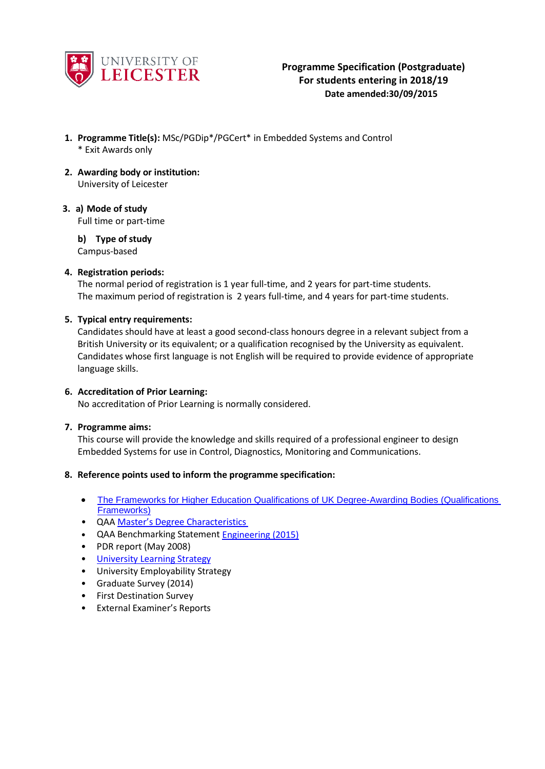UNIVERSITY OF LEICESTER

**Programme Specification (Postgraduate)**
**For students entering in 2018/19**
**Date amended:30/09/2015**

1. **Programme Title(s):** MSc/PGDip*/PGCert* in Embedded Systems and Control
   * Exit Awards only

2. **Awarding body or institution:**
   University of Leicester

3. a) **Mode of study**
   Full time or part-time

   b) **Type of study**
   Campus-based

4. **Registration periods:**
   The normal period of registration is 1 year full-time, and 2 years for part-time students.
   The maximum period of registration is 2 years full-time, and 4 years for part-time students.

5. **Typical entry requirements:**
   Candidates should have at least a good second-class honours degree in a relevant subject from a British University or its equivalent; or a qualification recognised by the University as equivalent. Candidates whose first language is not English will be required to provide evidence of appropriate language skills.

6. **Accreditation of Prior Learning:**
   No accreditation of Prior Learning is normally considered.

7. **Programme aims:**
   This course will provide the knowledge and skills required of a professional engineer to design Embedded Systems for use in Control, Diagnostics, Monitoring and Communications.

8. **Reference points used to inform the programme specification:**

   - The Frameworks for Higher Education Qualifications of UK Degree-Awarding Bodies (Qualifications Frameworks)
   - QAA Master's Degree Characteristics
   - QAA Benchmarking Statement Engineering (2015)
   - PDR report (May 2008)
   - University Learning Strategy
   - University Employability Strategy
   - Graduate Survey (2014)
   - First Destination Survey
   - External Examiner's Reports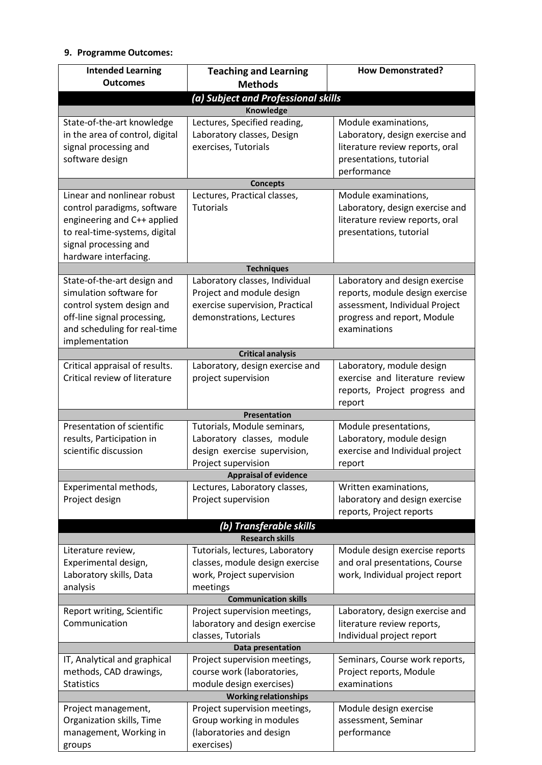**9. Programme Outcomes:**

| Intended Learning Outcomes | Teaching and Learning Methods | How Demonstrated? |
|---|---|---|
| ***(a) Subject and Professional skills*** | | |
| **Knowledge** | | |
| State-of-the-art knowledge in the area of control, digital signal processing and software design | Lectures, Specified reading, Laboratory classes, Design exercises, Tutorials | Module examinations, Laboratory, design exercise and literature review reports, oral presentations, tutorial performance |
| **Concepts** | | |
| Linear and nonlinear robust control paradigms, software engineering and C++ applied to real-time-systems, digital signal processing and hardware interfacing. | Lectures, Practical classes, Tutorials | Module examinations, Laboratory, design exercise and literature review reports, oral presentations, tutorial |
| **Techniques** | | |
| State-of-the-art design and simulation software for control system design and off-line signal processing, and scheduling for real-time implementation | Laboratory classes, Individual Project and module design exercise supervision, Practical demonstrations, Lectures | Laboratory and design exercise reports, module design exercise assessment, Individual Project progress and report, Module examinations |
| **Critical analysis** | | |
| Critical appraisal of results. Critical review of literature | Laboratory, design exercise and project supervision | Laboratory, module design exercise and literature review reports, Project progress and report |
| **Presentation** | | |
| Presentation of scientific results, Participation in scientific discussion | Tutorials, Module seminars, Laboratory classes, module design exercise supervision, Project supervision | Module presentations, Laboratory, module design exercise and Individual project report |
| **Appraisal of evidence** | | |
| Experimental methods, Project design | Lectures, Laboratory classes, Project supervision | Written examinations, laboratory and design exercise reports, Project reports |
| ***(b) Transferable skills*** | | |
| **Research skills** | | |
| Literature review, Experimental design, Laboratory skills, Data analysis | Tutorials, lectures, Laboratory classes, module design exercise work, Project supervision meetings | Module design exercise reports and oral presentations, Course work, Individual project report |
| **Communication skills** | | |
| Report writing, Scientific Communication | Project supervision meetings, laboratory and design exercise classes, Tutorials | Laboratory, design exercise and literature review reports, Individual project report |
| **Data presentation** | | |
| IT, Analytical and graphical methods, CAD drawings, Statistics | Project supervision meetings, course work (laboratories, module design exercises) | Seminars, Course work reports, Project reports, Module examinations |
| **Working relationships** | | |
| Project management, Organization skills, Time management, Working in groups | Project supervision meetings, Group working in modules (laboratories and design exercises) | Module design exercise assessment, Seminar performance |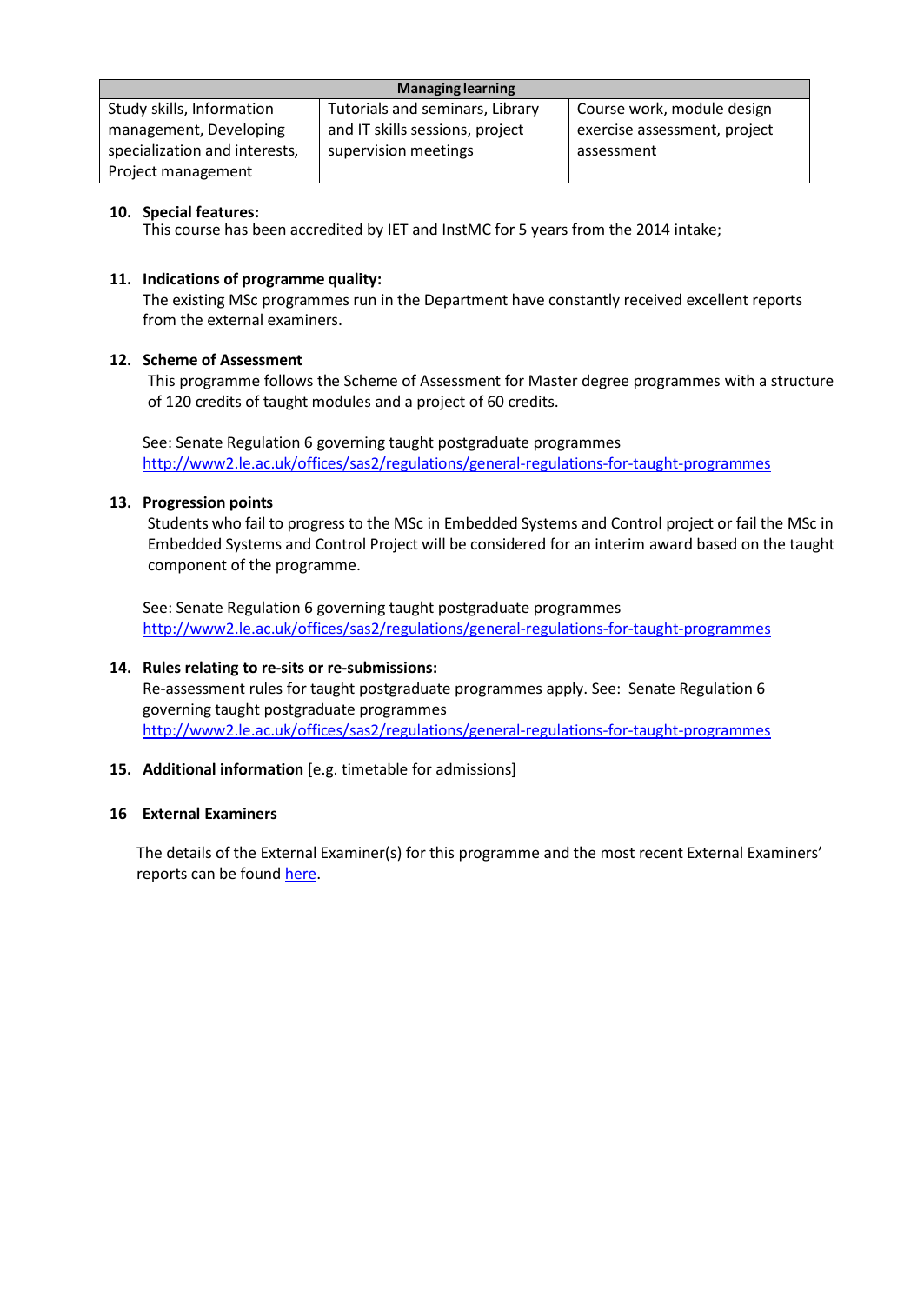| Managing learning | | |
|---|---|---|
| Study skills, Information management, Developing specialization and interests, Project management | Tutorials and seminars, Library and IT skills sessions, project supervision meetings | Course work, module design exercise assessment, project assessment |

**10. Special features:**

This course has been accredited by IET and InstMC for 5 years from the 2014 intake;

**11. Indications of programme quality:**

The existing MSc programmes run in the Department have constantly received excellent reports from the external examiners.

**12. Scheme of Assessment**

This programme follows the Scheme of Assessment for Master degree programmes with a structure of 120 credits of taught modules and a project of 60 credits.

See: Senate Regulation 6 governing taught postgraduate programmes
http://www2.le.ac.uk/offices/sas2/regulations/general-regulations-for-taught-programmes

**13. Progression points**

Students who fail to progress to the MSc in Embedded Systems and Control project or fail the MSc in Embedded Systems and Control Project will be considered for an interim award based on the taught component of the programme.

See: Senate Regulation 6 governing taught postgraduate programmes
http://www2.le.ac.uk/offices/sas2/regulations/general-regulations-for-taught-programmes

**14. Rules relating to re-sits or re-submissions:**

Re-assessment rules for taught postgraduate programmes apply. See: Senate Regulation 6 governing taught postgraduate programmes
http://www2.le.ac.uk/offices/sas2/regulations/general-regulations-for-taught-programmes

**15. Additional information** [e.g. timetable for admissions]

**16 External Examiners**

The details of the External Examiner(s) for this programme and the most recent External Examiners' reports can be found here.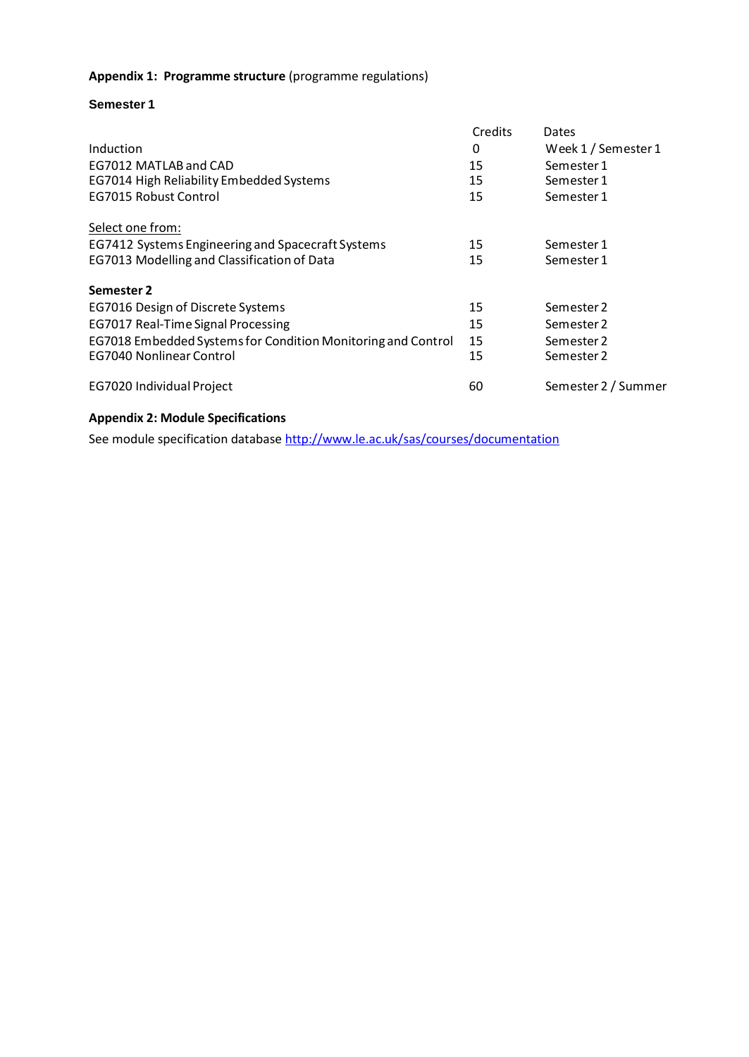## Appendix 1: Programme structure (programme regulations)

### Semester 1

| | Credits | Dates |
|---|---|---|
| Induction | 0 | Week 1 / Semester 1 |
| EG7012 MATLAB and CAD | 15 | Semester 1 |
| EG7014 High Reliability Embedded Systems | 15 | Semester 1 |
| EG7015 Robust Control | 15 | Semester 1 |
| Select one from: | | |
| EG7412 Systems Engineering and Spacecraft Systems | 15 | Semester 1 |
| EG7013 Modelling and Classification of Data | 15 | Semester 1 |
| **Semester 2** | | |
| EG7016 Design of Discrete Systems | 15 | Semester 2 |
| EG7017 Real-Time Signal Processing | 15 | Semester 2 |
| EG7018 Embedded Systems for Condition Monitoring and Control | 15 | Semester 2 |
| EG7040 Nonlinear Control | 15 | Semester 2 |
| EG7020 Individual Project | 60 | Semester 2 / Summer |

## Appendix 2: Module Specifications

See module specification database http://www.le.ac.uk/sas/courses/documentation